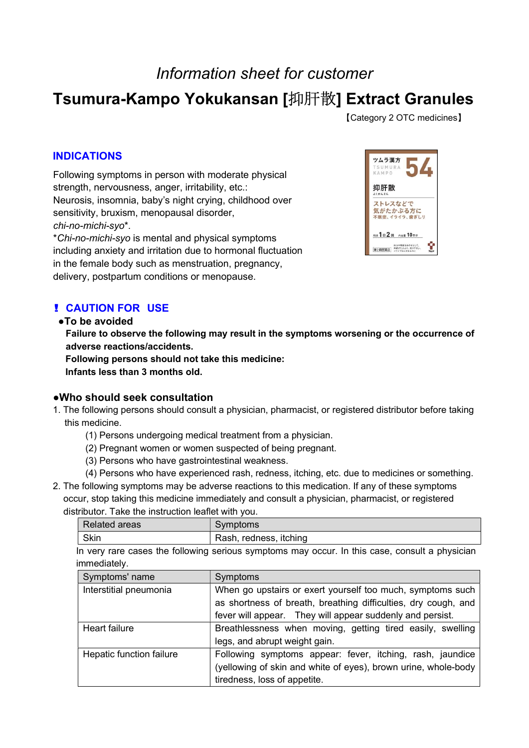*Information sheet for customer*

# Tsumura-Kampo Yokukansan [抑肝散] Extract Granules

【Category 2 OTC medicines】

## INDICATIONS

Following symptoms in person with moderate physical strength, nervousness, anger, irritability, etc.:
Neurosis, insomnia, baby's night crying, childhood over sensitivity, bruxism, menopausal disorder, *chi-no-michi-syo*\*.
\**Chi-no-michi-syo* is mental and physical symptoms including anxiety and irritation due to hormonal fluctuation in the female body such as menstruation, pregnancy, delivery, postpartum conditions or menopause.

## ❗ CAUTION FOR USE

### ●To be avoided

**Failure to observe the following may result in the symptoms worsening or the occurrence of adverse reactions/accidents.**
**Following persons should not take this medicine:**
**Infants less than 3 months old.**

### ●Who should seek consultation

1. The following persons should consult a physician, pharmacist, or registered distributor before taking this medicine.
   (1) Persons undergoing medical treatment from a physician.
   (2) Pregnant women or women suspected of being pregnant.
   (3) Persons who have gastrointestinal weakness.
   (4) Persons who have experienced rash, redness, itching, etc. due to medicines or something.
2. The following symptoms may be adverse reactions to this medication. If any of these symptoms occur, stop taking this medicine immediately and consult a physician, pharmacist, or registered distributor. Take the instruction leaflet with you.

| Related areas | Symptoms |
|---|---|
| Skin | Rash, redness, itching |

In very rare cases the following serious symptoms may occur. In this case, consult a physician immediately.

| Symptoms' name | Symptoms |
|---|---|
| Interstitial pneumonia | When go upstairs or exert yourself too much, symptoms such as shortness of breath, breathing difficulties, dry cough, and fever will appear. They will appear suddenly and persist. |
| Heart failure | Breathlessness when moving, getting tired easily, swelling legs, and abrupt weight gain. |
| Hepatic function failure | Following symptoms appear: fever, itching, rash, jaundice (yellowing of skin and white of eyes), brown urine, whole-body tiredness, loss of appetite. |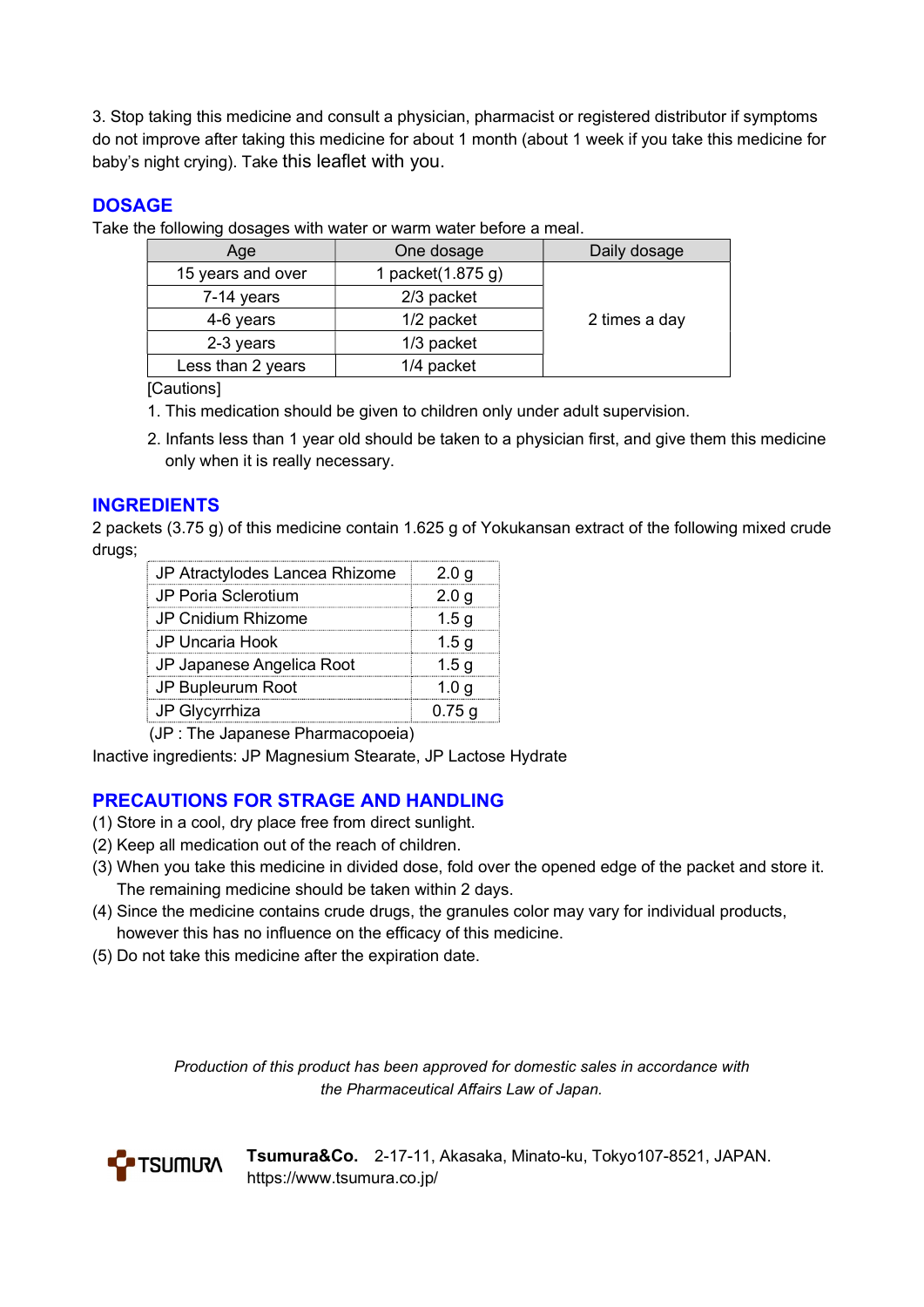3. Stop taking this medicine and consult a physician, pharmacist or registered distributor if symptoms do not improve after taking this medicine for about 1 month (about 1 week if you take this medicine for baby's night crying). Take this leaflet with you.

## DOSAGE

Take the following dosages with water or warm water before a meal.

| Age | One dosage | Daily dosage |
|---|---|---|
| 15 years and over | 1 packet(1.875 g) | 2 times a day |
| 7-14 years | 2/3 packet | |
| 4-6 years | 1/2 packet | |
| 2-3 years | 1/3 packet | |
| Less than 2 years | 1/4 packet | |

[Cautions]

1. This medication should be given to children only under adult supervision.
2. Infants less than 1 year old should be taken to a physician first, and give them this medicine only when it is really necessary.

## INGREDIENTS

2 packets (3.75 g) of this medicine contain 1.625 g of Yokukansan extract of the following mixed crude drugs;

| | |
|---|---|
| JP Atractylodes Lancea Rhizome | 2.0 g |
| JP Poria Sclerotium | 2.0 g |
| JP Cnidium Rhizome | 1.5 g |
| JP Uncaria Hook | 1.5 g |
| JP Japanese Angelica Root | 1.5 g |
| JP Bupleurum Root | 1.0 g |
| JP Glycyrrhiza | 0.75 g |

(JP : The Japanese Pharmacopoeia)

Inactive ingredients: JP Magnesium Stearate, JP Lactose Hydrate

## PRECAUTIONS FOR STRAGE AND HANDLING

(1) Store in a cool, dry place free from direct sunlight.
(2) Keep all medication out of the reach of children.
(3) When you take this medicine in divided dose, fold over the opened edge of the packet and store it. The remaining medicine should be taken within 2 days.
(4) Since the medicine contains crude drugs, the granules color may vary for individual products, however this has no influence on the efficacy of this medicine.
(5) Do not take this medicine after the expiration date.

*Production of this product has been approved for domestic sales in accordance with the Pharmaceutical Affairs Law of Japan.*

TSUMURA

**Tsumura&Co.** 2-17-11, Akasaka, Minato-ku, Tokyo107-8521, JAPAN.
https://www.tsumura.co.jp/